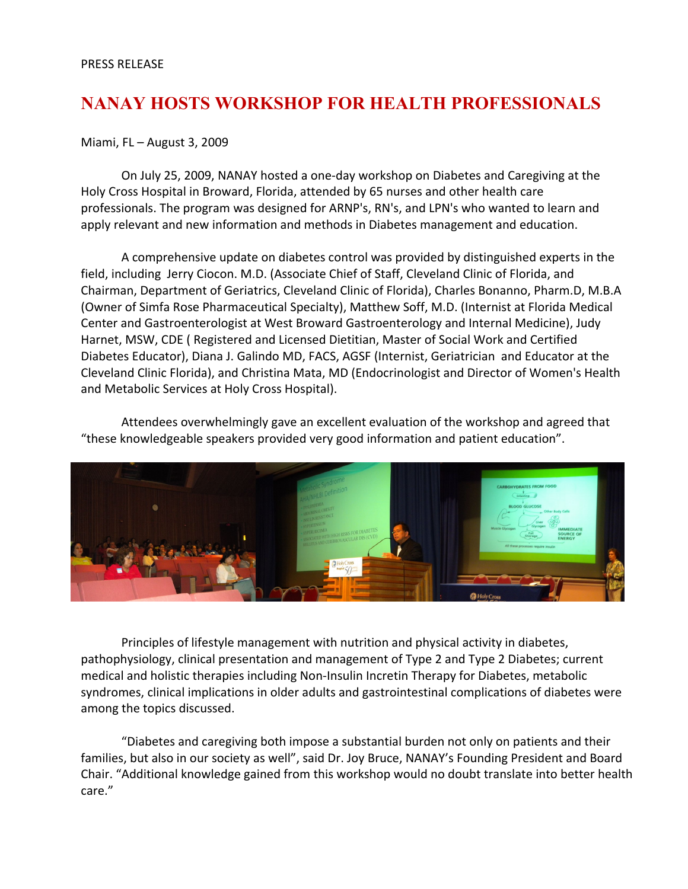PRESS RELEASE

# NANAY HOSTS WORKSHOP FOR HEALTH PROFESSIONALS

Miami, FL – August 3, 2009

On July 25, 2009, NANAY hosted a one-day workshop on Diabetes and Caregiving at the Holy Cross Hospital in Broward, Florida, attended by 65 nurses and other health care professionals. The program was designed for ARNP's, RN's, and LPN's who wanted to learn and apply relevant and new information and methods in Diabetes management and education.

A comprehensive update on diabetes control was provided by distinguished experts in the field, including Jerry Ciocon. M.D. (Associate Chief of Staff, Cleveland Clinic of Florida, and Chairman, Department of Geriatrics, Cleveland Clinic of Florida), Charles Bonanno, Pharm.D, M.B.A (Owner of Simfa Rose Pharmaceutical Specialty), Matthew Soff, M.D. (Internist at Florida Medical Center and Gastroenterologist at West Broward Gastroenterology and Internal Medicine), Judy Harnet, MSW, CDE ( Registered and Licensed Dietitian, Master of Social Work and Certified Diabetes Educator), Diana J. Galindo MD, FACS, AGSF (Internist, Geriatrician and Educator at the Cleveland Clinic Florida), and Christina Mata, MD (Endocrinologist and Director of Women's Health and Metabolic Services at Holy Cross Hospital).

Attendees overwhelmingly gave an excellent evaluation of the workshop and agreed that "these knowledgeable speakers provided very good information and patient education".

Principles of lifestyle management with nutrition and physical activity in diabetes, pathophysiology, clinical presentation and management of Type 2 and Type 2 Diabetes; current medical and holistic therapies including Non-Insulin Incretin Therapy for Diabetes, metabolic syndromes, clinical implications in older adults and gastrointestinal complications of diabetes were among the topics discussed.

"Diabetes and caregiving both impose a substantial burden not only on patients and their families, but also in our society as well", said Dr. Joy Bruce, NANAY's Founding President and Board Chair. "Additional knowledge gained from this workshop would no doubt translate into better health care."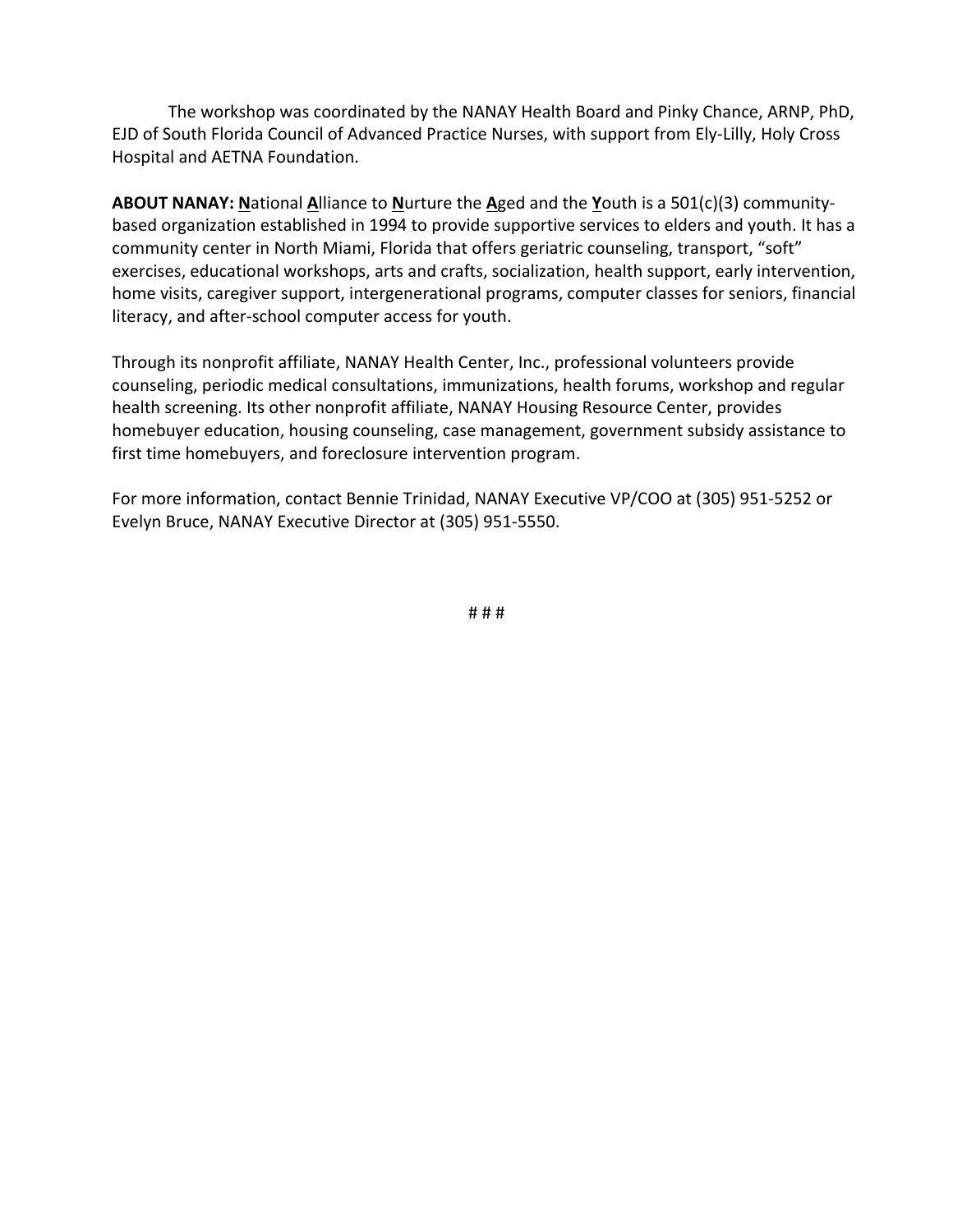The workshop was coordinated by the NANAY Health Board and Pinky Chance, ARNP, PhD, EJD of South Florida Council of Advanced Practice Nurses, with support from Ely-Lilly, Holy Cross Hospital and AETNA Foundation.

**ABOUT NANAY:** **N**ational **A**lliance to **N**urture the **A**ged and the **Y**outh is a 501(c)(3) community-based organization established in 1994 to provide supportive services to elders and youth. It has a community center in North Miami, Florida that offers geriatric counseling, transport, "soft" exercises, educational workshops, arts and crafts, socialization, health support, early intervention, home visits, caregiver support, intergenerational programs, computer classes for seniors, financial literacy, and after-school computer access for youth.

Through its nonprofit affiliate, NANAY Health Center, Inc., professional volunteers provide counseling, periodic medical consultations, immunizations, health forums, workshop and regular health screening. Its other nonprofit affiliate, NANAY Housing Resource Center, provides homebuyer education, housing counseling, case management, government subsidy assistance to first time homebuyers, and foreclosure intervention program.

For more information, contact Bennie Trinidad, NANAY Executive VP/COO at (305) 951-5252 or Evelyn Bruce, NANAY Executive Director at (305) 951-5550.

# # #